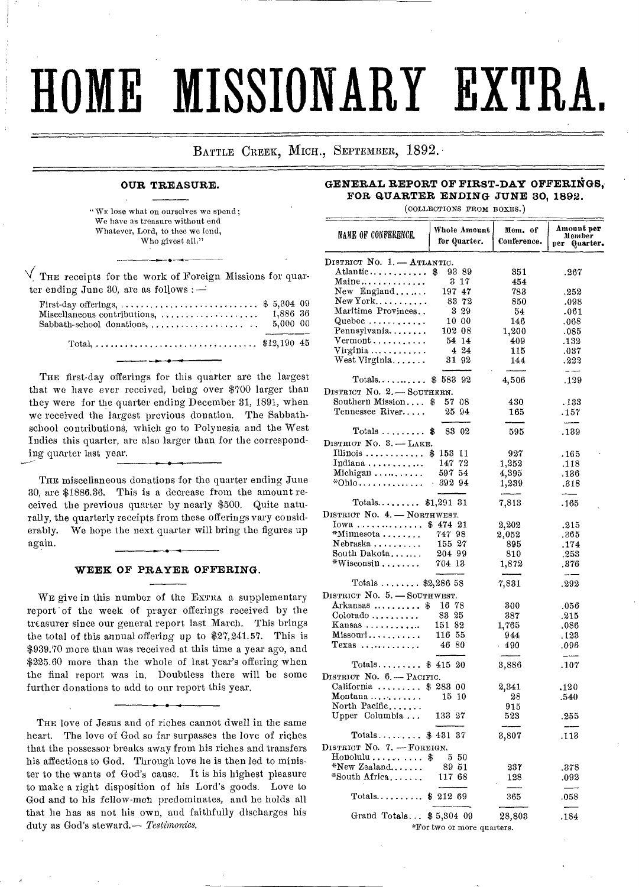# HOME MISSIONARY EXTRA.

BATTLE CREEK, MICH., SEPTEMBER, 1892.

## OUR TREASURE.

"WE lose what on ourselves we spend;
We have as treasure without end
Whatever, Lord, to thee we lend,
Who givest all."

THE receipts for the work of Foreign Missions for quarter ending June 30, are as follows :—

| | |
|---|---|
| First-day offerings, | $ 5,304 09 |
| Miscellaneous contributions, | 1,886 36 |
| Sabbath-school donations, | 5,000 00 |
| Total, | $12,190 45 |

THE first-day offerings for this quarter are the largest that we have ever received, being over $700 larger than they were for the quarter ending December 31, 1891, when we received the largest previous donation. The Sabbath-school contributions, which go to Polynesia and the West Indies this quarter, are also larger than for the corresponding quarter last year.

THE miscellaneous donations for the quarter ending June 30, are $1886.36. This is a decrease from the amount received the previous quarter by nearly $500. Quite naturally, the quarterly receipts from these offerings vary considerably. We hope the next quarter will bring the figures up again.

## WEEK OF PRAYER OFFERING.

WE give in this number of the EXTRA a supplementary report of the week of prayer offerings received by the treasurer since our general report last March. This brings the total of this annual offering up to $27,241.57. This is $939.70 more than was received at this time a year ago, and $225.60 more than the whole of last year's offering when the final report was in. Doubtless there will be some further donations to add to our report this year.

THE love of Jesus and of riches cannot dwell in the same heart. The love of God so far surpasses the love of riches that the possessor breaks away from his riches and transfers his affections to God. Through love he is then led to minister to the wants of God's cause. It is his highest pleasure to make a right disposition of his Lord's goods. Love to God and to his fellow-men predominates, and he holds all that he has as not his own, and faithfully discharges his duty as God's steward.— *Testimonies.*

## GENERAL REPORT OF FIRST-DAY OFFERINGS, FOR QUARTER ENDING JUNE 30, 1892.

(COLLECTIONS FROM BOXES.)

| NAME OF CONFERENCE. | Whole Amount for Quarter. | Mem. of Conference. | Amount per Member per Quarter. |
|---|---|---|---|
| **DISTRICT NO. 1. — ATLANTIC.** | | | |
| Atlantic | $ 93 89 | 351 | .267 |
| Maine | 3 17 | 454 | |
| New England | 197 47 | 783 | .252 |
| New York | 83 72 | 850 | .098 |
| Maritime Provinces | 3 29 | 54 | .061 |
| Quebec | 10 00 | 146 | .068 |
| Pennsylvania | 102 08 | 1,200 | .085 |
| Vermont | 54 14 | 409 | .132 |
| Virginia | 4 24 | 115 | .037 |
| West Virginia | 31 92 | 144 | .223 |
| Totals | $ 583 92 | 4,506 | .129 |
| **DISTRICT NO. 2. — SOUTHERN.** | | | |
| Southern Mission | $ 57 08 | 430 | .133 |
| Tennessee River | 25 94 | 165 | .157 |
| Totals | $ 83 02 | 595 | .139 |
| **DISTRICT NO. 3. — LAKE.** | | | |
| Illinois | $ 153 11 | 927 | .165 |
| Indiana | 147 72 | 1,252 | .118 |
| Michigan | 597 54 | 4,395 | .136 |
| *Ohio | 392 94 | 1,239 | .318 |
| Totals | $1,291 31 | 7,813 | .165 |
| **DISTRICT NO. 4. — NORTHWEST.** | | | |
| Iowa | $ 474 21 | 2,202 | .215 |
| *Minnesota | 747 98 | 2,052 | .365 |
| Nebraska | 155 27 | 895 | .174 |
| South Dakota | 204 99 | 810 | .253 |
| *Wisconsin | 704 13 | 1,872 | .376 |
| Totals | $2,286 58 | 7,831 | .292 |
| **DISTRICT NO. 5. — SOUTHWEST.** | | | |
| Arkansas | $ 16 78 | 300 | .056 |
| Colorado | 83 25 | 387 | .215 |
| Kansas | 151 82 | 1,765 | .086 |
| Missouri | 116 55 | 944 | .123 |
| Texas | 46 80 | 490 | .096 |
| Totals | $ 415 20 | 3,886 | .107 |
| **DISTRICT NO. 6. — PACIFIC.** | | | |
| California | $ 283 00 | 2,341 | .120 |
| Montana | 15 10 | 28 | .540 |
| North Pacific | | 915 | |
| Upper Columbia | 133 27 | 523 | .255 |
| Totals | $ 431 37 | 3,807 | .113 |
| **DISTRICT NO. 7. — FOREIGN.** | | | |
| Honolulu | $ 5 50 | | |
| *New Zealand | 89 51 | 237 | .378 |
| *South Africa | 117 68 | 128 | .092 |
| Totals | $ 212 69 | 365 | .058 |
| Grand Totals | $ 5,304 09 | 28,803 | .184 |

*For two or more quarters.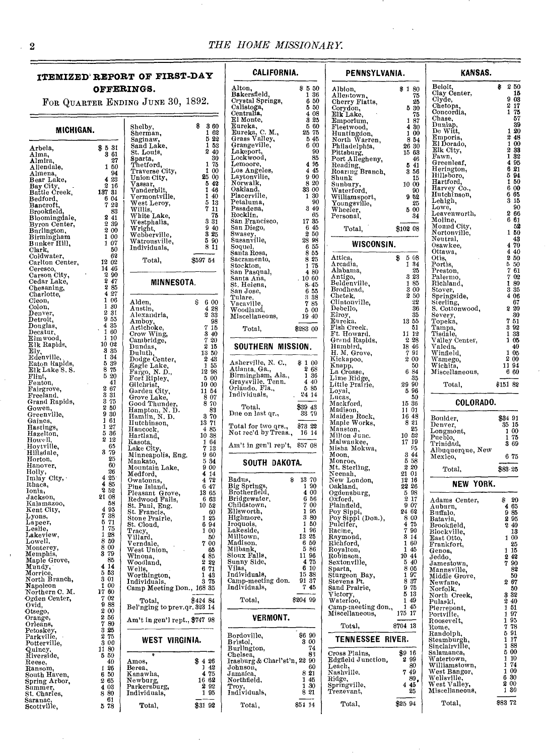## ITEMIZED REPORT OF FIRST-DAY OFFERINGS.

For Quarter Ending June 30, 1892.

### MICHIGAN.

| | |
|---|---|
| Arbela, | $ 5 31 |
| Alma, | 3 61 |
| Almira, | 27 |
| Allendale, | 1 50 |
| Almena, | 94 |
| Bear Lake, | 4 23 |
| Bay City, | 2 16 |
| Battle Creek, | 137 31 |
| Bedford, | 6 04 |
| Bancroft, | 7 22 |
| Brookfield, | 83 |
| Bloomingdale, | 2 41 |
| Byron Center, | 2 39 |
| Burlington, | 2 00 |
| Birmingham | 1 00 |
| Bunker Hill, | 1 07 |
| Clark, | 50 |
| Coldwater, | 62 |
| Carlton Center, | 12 02 |
| Ceresco, | 14 46 |
| Carson City, | 2 90 |
| Cedar Lake, | 2 47 |
| Chesaning, | 2 85 |
| Charlotte, | 4 27 |
| Cleon, | 1 06 |
| Colon, | 1 80 |
| Denver, | 2 31 |
| Detroit, | 9 55 |
| Douglas, | 4 35 |
| Decatur, | 1 60 |
| Elmwood, | 1 10 |
| Elk Rapids, | 10 02 |
| Ely, | 3 35 |
| Edenville, | 1 34 |
| Eaton Rapids, | 5 39 |
| Elk Lake S. S. | 8 75 |
| Flint, | 5 20 |
| Fenton, | 41 |
| Fairgrove, | 2 67 |
| Freeland, | 3 31 |
| Grand Rapids, | 3 75 |
| Gowen, | 2 50 |
| Greenville, | 9 30 |
| Gaines, | 1 61 |
| Hastings, | 1 27 |
| Hazelton, | 5 36 |
| Howell, | 2 12 |
| Hoytville, | 65 |
| Hillsdale, | 3 79 |
| Horton, | 25 |
| Hanover, | 60 |
| Holly, | 26 |
| Imlay City, | 4 25 |
| Ithaca, | 4 85 |
| Ionia, | 2 52 |
| Jackson, | 21 08 |
| Kalamazoo, | 58 |
| Kent City, | 4 95 |
| Lyons, | 7 38 |
| Lapeer, | 5 71 |
| Leslie, | 1 75 |
| Lakeview, | 1 28 |
| Lowell, | 8 50 |
| Monterey, | 8 00 |
| Memphis, | 3 79 |
| Maple Grove, | 85 |
| Mundy, | 4 14 |
| Morrice, | 5 53 |
| North Branch, | 3 01 |
| Napoleon | 1 00 |
| Northern C. M. | 17 80 |
| Ogden Center, | 7 02 |
| Ovid, | 9 88 |
| Otsego, | 2 00 |
| Orange, | 2 56 |
| Orleans, | 7 80 |
| Petoskey, | 3 25 |
| Parkville, | 2 75 |
| Potterville, | 3 00 |
| Quincy, | 11 80 |
| Riverside, | 5 50 |
| Reese, | 40 |
| Ransom, | 1 26 |
| South Haven, | 6 50 |
| Spring Arbor, | 2 65 |
| Summer, | 4 03 |
| St. Charles, | 8 80 |
| Saranac, | 61 |
| Scottville, | 5 78 |
| Shelby, | $ 3 60 |
| Sherman, | 1 62 |
| Saginaw, | 5 22 |
| Sand Lake, | 1 53 |
| St. Louis, | 2 40 |
| Sparta, | 30 |
| Thetford, | 1 75 |
| Traverse City, | 1 00 |
| Union City, | 25 00 |
| Vassar, | 5 42 |
| Vanderbilt, | 1 46 |
| Vermontville, | 1 40 |
| West Leroy, | 5 13 |
| Willis, | 7 11 |
| White Lake, | 75 |
| Westphalia, | 3 31 |
| Wright, | 9 40 |
| Webberville, | 3 25 |
| Watrousville, | 5 90 |
| Individuals, | 8 11 |
| Total, | $597 54 |

### MINNESOTA.

| | |
|---|---|
| Alden, | $ 6 00 |
| Austin, | 4 28 |
| Alexandria, | 2 33 |
| Amboy, | 98 |
| Artichoke, | 7 15 |
| Crow Wing, | 3 40 |
| Cambridge, | 7 20 |
| Dundas, | 2 15 |
| Duluth, | 13 50 |
| Dodge Center, | 2 43 |
| Eagle Lake, | 1 55 |
| Fargo, N. D., | 12 98 |
| Fort Ripley, | 5 00 |
| Gilchrist, | 10 00 |
| Garden City, | 11 54 |
| Grove Lake, | 8 07 |
| Good Thunder, | 8 70 |
| Hampton, N. D. | 83 |
| Hamlin, N. D. | 3 70 |
| Hutchinson, | 13 71 |
| Hancock, | 4 85 |
| Hartland, | 10 38 |
| Kasota, | 1 64 |
| Lake City, | 7 13 |
| Minneapolis, Eng. | 9 60 |
| Mankato, | 5 34 |
| Mountain Lake, | 9 00 |
| Medford, | 4 14 |
| Owatonna, | 4 72 |
| Pine Island, | 6 47 |
| Pleasant Grove, | 13 65 |
| Redwood Falls, | 6 63 |
| St. Paul, Eng. | 10 52 |
| St. Francis, | 60 |
| Stone Prairie, | 1 25 |
| St. Cloud, | 6 94 |
| Tracy, | 1 00 |
| Villard, | 50 |
| Verndale, | 7 00 |
| West Union, | 65 |
| Winona, | 4 85 |
| Woodland, | 2 22 |
| Wells, | 6 71 |
| Worthington, | 1 43 |
| Individuals, | 3 75 |
| Camp Meeting Don., | 168 35 |
| Total, | $424 84 |
| Bel'nging to prev.qr. | 323 14 |
| Am't in gen'l rept., | $747 98 |

### WEST VIRGINIA.

| | |
|---|---|
| Amos, | $ 4 26 |
| Berea, | 1 42 |
| Kanawha, | 4 75 |
| Newburg, | 16 62 |
| Parkersburg, | 2 92 |
| Individuals, | 1 95 |
| Total, | $31 92 |

### CALIFORNIA.

| | |
|---|---|
| Alton, | $ 5 50 |
| Bakersfield, | 1 36 |
| Crystal Springs, | 6 50 |
| Calistoga, | 5 50 |
| Centralia, | 4 08 |
| El Monte, | 3 25 |
| Eureka, | 5 60 |
| Eureka, C. M., | 25 75 |
| Grass Valley, | 5 45 |
| Grangeville, | 6 00 |
| Lakeport, | 90 |
| Lockwood, | 85 |
| Lemoore, | 4 95 |
| Los Angeles, | 4 45 |
| Laytonville, | 9 00 |
| Norwalk, | 8 20 |
| Oakland, | 33 00 |
| Placerville, | 1 30 |
| Petaluma, | 90 |
| Pasadena, | 3 40 |
| Rocklin, | 65 |
| San Francisco, | 17 35 |
| San Diego, | 6 45 |
| Swasey, | 2 50 |
| Susanville, | 28 98 |
| Soquel, | 6 55 |
| Santa Rosa, | 8 55 |
| Sacramento, | 8 25 |
| Stockton, | 1 75 |
| San Pasqual, | 4 80 |
| Santa Ana, | 10 60 |
| St. Helena, | 8 45 |
| San Jose, | 6 55 |
| Tulare, | 3 38 |
| Vacaville, | 7 85 |
| Woodland, | 5 00 |
| Miscellaneous, | 19 40 |
| Total, | $283 00 |

### SOUTHERN MISSION.

| | |
|---|---|
| Asherville, N. C., | $ 1 00 |
| Atlanta, Ga., | 2 68 |
| Birmingham, Ala., | 1 36 |
| Graysville, Tenn. | 4 40 |
| Orlando, Fla., | 5 85 |
| Individuals, | 24 14 |
| Total, | $39 43 |
| Due on last qr., | 33 79 |
| Total for two qrs., | $73 22 |
| Not rec'd by Treas., | 16 14 |
| Am't in gen'l rep't, | $57 08 |

### SOUTH DAKOTA.

| | |
|---|---|
| Badus, | $ 13 70 |
| Big Springs, | 1 90 |
| Brotherfield, | 4 00 |
| Bridgewater, | 6 56 |
| Childstown, | 7 00 |
| Ellsworth, | 1 95 |
| Highmore, | 3 80 |
| Iroquois, | 1 50 |
| Lakeside, | 1 96 |
| Milltown, | 13 25 |
| Madison, | 6 50 |
| Milbank, | 5 86 |
| Sioux Falls, | 11 96 |
| Sunny Side, | 4 75 |
| Vilas, | 6 10 |
| Individuals, | 15 38 |
| Camp-meeting don. | 91 37 |
| Individuals, | 7 45 |
| Total, | $204 99 |

### VERMONT.

| | |
|---|---|
| Bordoville, | $6 90 |
| Bristol, | 3 00 |
| Burlington, | 74 |
| Chelsea, | 83 |
| Irasburg & Charl'st'n, | 22 90 |
| Johnson, | 60 |
| Jamaica, | 8 21 |
| Northfield, | 1 45 |
| Troy, | 1 30 |
| Individuals, | 8 21 |
| Total, | $54 14 |

### PENNSYLVANIA.

| | |
|---|---|
| Albion, | $ 1 80 |
| Allentown, | 75 |
| Cherry Flatts, | 25 |
| Corydon, | 5 30 |
| Elk Lake, | 75 |
| Emporium, | 1 87 |
| Fleetwood, | 4 30 |
| Huntingdon, | 1 00 |
| North Warren, | 8 54 |
| Philadelphia, | 26 30 |
| Pittsburg, | 15 63 |
| Port Allegheny, | 46 |
| Reading, | 5 41 |
| Roaring Branch, | 3 56 |
| Shunk | 15 |
| Sunbury, | 10 00 |
| Waterford, | 90 |
| Williamsport, | 9 52 |
| Youngsville, | 25 |
| Wheeler, | 5 00 |
| Personal, | 34 |
| Total, | $102 08 |

### WISCONSIN.

| | |
|---|---|
| Attica, | $ 5 08 |
| Arcadia, | 1 34 |
| Alabama, | 25 |
| Antigo, | 3 23 |
| Beldenville, | 1 85 |
| Brodhead, | 3 00 |
| Chetek, | 2 50 |
| Clintonville, | 22 |
| Debello, | 36 |
| Elroy, | 35 |
| Eureka, | 13 55 |
| Fish Creek, | 51 |
| Ft. Howard, | 11 12 |
| Grand Rapids, | 2 28 |
| Humbird, | 18 46 |
| H. M. Grove, | 7 91 |
| Kickapoo, | 2 00 |
| Knapp, | 50 |
| La Crosse, | 6 84 |
| Lime Ridge, | 35 |
| Little Prairie, | 29 90 |
| Loyal, | 5 96 |
| Lucas, | 50 |
| Mackford, | 15 36 |
| Madison, | 11 01 |
| Maiden Rock, | 16 48 |
| Maple Works, | 8 21 |
| Mauston, | 25 |
| Milton Junc. | 10 52 |
| Malwaukee, | 17 19 |
| Misha Mokwa, | 95 |
| Moon, | 3 44 |
| Monroe, | 5 58 |
| Mt. Sterling, | 2 20 |
| Neenah, | 21 01 |
| New London, | 12 16 |
| Oakland, | 22 26 |
| Ogdensburg, | 5 98 |
| Oxford, | 2 17 |
| Plainfield, | 9 07 |
| Poy Sippi, | 24 62 |
| Poy Sippi (Don.), | 8 00 |
| Pulcifer, | 4 75 |
| Racine, | 7 90 |
| Raymond, | 3 14 |
| Richford, | 1 60 |
| Royalton, | 1 45 |
| Robinson, | 10 44 |
| Sextonville, | 5 40 |
| Sparta, | 8 05 |
| Sturgeon Bay, | 1 97 |
| Stevens Pt. | 8 37 |
| Sand Prairie, | 9 75 |
| Victory, | 5 13 |
| Waterloo, | 1 49 |
| Camp-meeting don., | 1 45 |
| Miscellaneous, | 175 17 |
| Total, | $704 13 |

### TENNESSEE RIVER.

| | |
|---|---|
| Cross Plains, | $9 16 |
| Edgfield Junction, | 2 99 |
| Leach, | 80 |
| Nashville. | 7 49 |
| Ridge, | 80 |
| Springville, | 4 45 |
| Trezevant, | 25 |
| Total, | $25 94 |

### KANSAS.

| | |
|---|---|
| Beloit, | $ 2 50 |
| Clay Center, | 15 |
| Clyde, | 9 03 |
| Chetopa, | 2 17 |
| Concordia, | 1 75 |
| Chase, | 57 |
| Dunlap, | 39 |
| De Witt, | 1 20 |
| Emporia, | 2 48 |
| El Dorado, | 1 00 |
| Elk City, | 2 33 |
| Fawn, | 1 32 |
| Greenleaf, | 4 95 |
| Herington, | 6 21 |
| Hillsboro, | 5 94 |
| Hartford, | 1 50 |
| Harvey Co., | 6 00 |
| Hutchinson, | 6 65 |
| Lehigh, | 3 15 |
| Lowe, | 90 |
| Leavenworth, | 2 66 |
| Moline, | 6 61 |
| Mound City, | 52 |
| Nortonville, | 1 50 |
| Neutral, | 43 |
| Osawkee, | 4 70 |
| Ottawa, | 4 40 |
| Otis, | 2 50 |
| Portis, | 5 50 |
| Preston, | 7 61 |
| Palermo, | 7 02 |
| Richland, | 1 80 |
| Stover, | 3 35 |
| Springside, | 4 06 |
| Sterling, | 67 |
| S. Cottonwood, | 2 20 |
| Severy, | 30 |
| Topeka, | 7 51 |
| Tampa, | 3 92 |
| Tisdale, | 1 33 |
| Valley Center, | 1 05 |
| Valeda, | 40 |
| Winfield, | 1 05 |
| Wamego, | 2 00 |
| Wichita, | 11 94 |
| Miscellaneous, | 6 60 |
| Total, | $151 82 |

### COLORADO.

| | |
|---|---|
| Boulder, | $84 91 |
| Denver, | 35 15 |
| Longmont, | 1 00 |
| Pueblo, | 1 75 |
| Trinidad, | 3 69 |
| Albuquerque, New Mexico, | 6 75 |
| Total, | $83 25 |

### NEW YORK.

| | |
|---|---|
| Adams Center, | $ 20 |
| Auburn, | 4 65 |
| Buffalo, | 9 85 |
| Batavia, | 2 95 |
| Brookfield, | 2 40 |
| Blockville, | 13 |
| East Otto, | 1 00 |
| Frankfort, | 25 |
| Genoa, | 1 15 |
| Jeddo, | 2 42 |
| Jamestown, | 7 90 |
| Mannsville, | 82 |
| Middle Grove, | 50 |
| Newfane, | 2 67 |
| Norfolk, | 50 |
| North Creek, | 3 32 |
| Pulaski, | 2 40 |
| Pierrepont, | 1 51 |
| Portville, | 1 97 |
| Roosevelt, | 1 95 |
| Rome, | 7 78 |
| Randolph, | 5 91 |
| Steamburgh, | 1 17 |
| Sinclairville, | 1 88 |
| Salamanca, | 5 00 |
| Watertown, | 1 10 |
| Williamstown, | 1 74 |
| West Bangor, | 1 00 |
| Wellsville, | 6 30 |
| West Valley, | 2 00 |
| Miscellaneous, | 1 30 |
| Total, | $83 72 |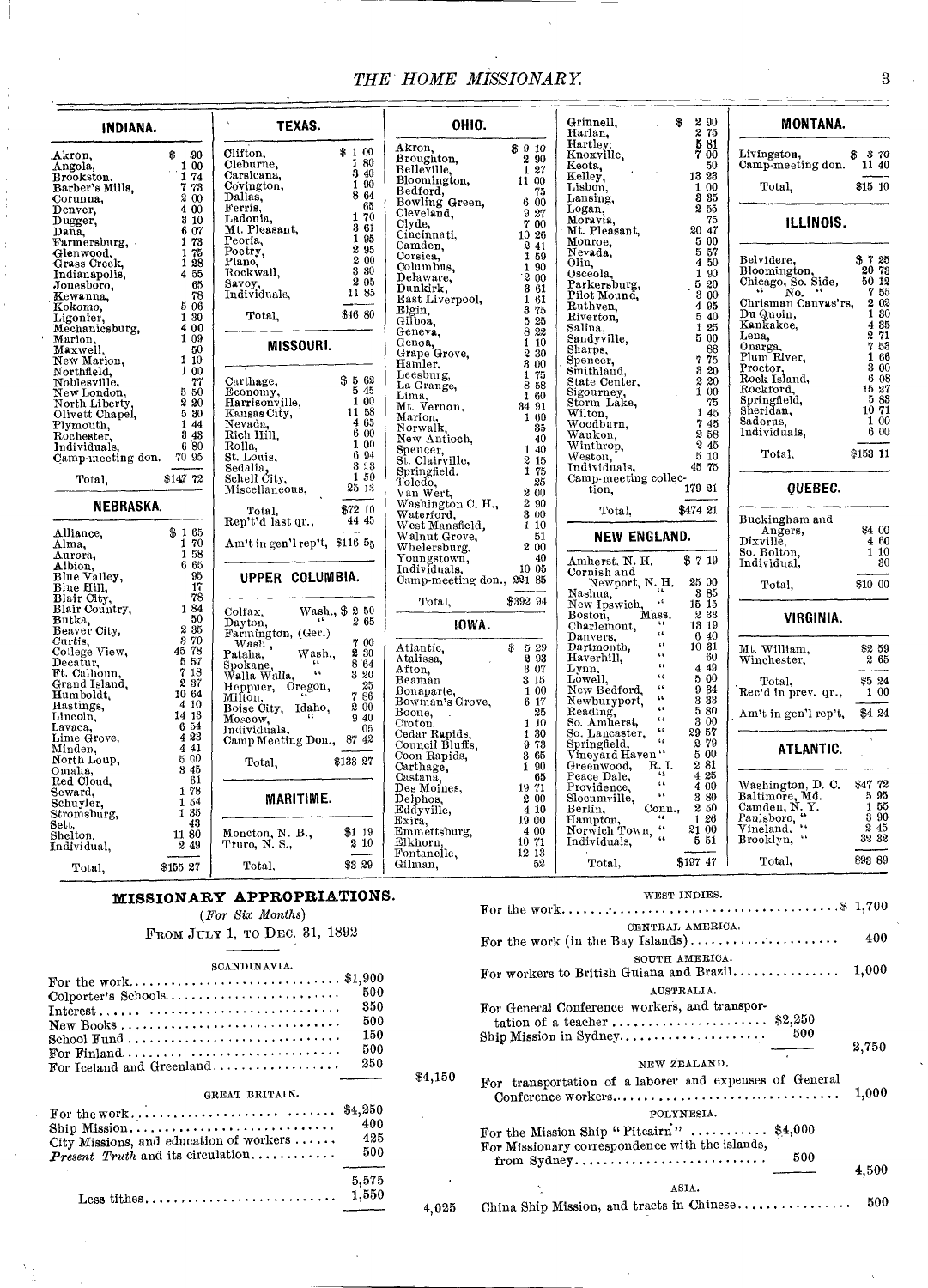## INDIANA.

| | |
|---|---|
| Akron, | $ 90 |
| Angola, | 1 00 |
| Brookston, | 1 74 |
| Barber's Mills, | 7 73 |
| Corunna, | 2 00 |
| Denver, | 4 00 |
| Dugger, | 3 10 |
| Dana, | 6 07 |
| Farmersburg, | 1 73 |
| Glenwood, | 1 75 |
| Grass Creek, | 1 28 |
| Indianapolis, | 4 55 |
| Jonesboro, | 65 |
| Kewanna, | 78 |
| Kokomo, | 5 06 |
| Ligonier, | 1 30 |
| Mechanicsburg, | 4 00 |
| Marion, | 1 09 |
| Maxwell, | 50 |
| New Marion, | 1 10 |
| Northfield, | 1 00 |
| Noblesville, | 77 |
| New London, | 5 50 |
| North Liberty, | 2 20 |
| Olivett Chapel, | 5 30 |
| Plymouth, | 1 44 |
| Rochester, | 3 43 |
| Individuals, | 6 80 |
| Camp-meeting don. | 70 95 |
| Total, | $147 72 |

## NEBRASKA.

| | |
|---|---|
| Alliance, | $ 1 65 |
| Alma, | 1 70 |
| Aurora, | 1 58 |
| Albion, | 6 65 |
| Blue Valley, | 95 |
| Blue Hill, | 17 |
| Blair City, | 78 |
| Blair Country, | 1 84 |
| Butka, | 50 |
| Beaver City, | 2 35 |
| Curtis, | 3 70 |
| College View, | 45 78 |
| Decatur, | 5 57 |
| Ft. Calhoun, | 7 18 |
| Grand Island, | 2 37 |
| Humboldt, | 10 64 |
| Hastings, | 4 10 |
| Lincoln, | 14 13 |
| Lavaca, | 6 54 |
| Lime Grove, | 4 23 |
| Minden, | 4 41 |
| North Loup, | 5 00 |
| Omaha, | 3 45 |
| Red Cloud, | 61 |
| Seward, | 1 78 |
| Schuyler, | 1 54 |
| Stromsburg, | 1 35 |
| Sett, | 43 |
| Shelton, | 11 80 |
| Individual, | 2 49 |
| Total, | $155 27 |

## TEXAS.

| | |
|---|---|
| Clifton, | $ 1 00 |
| Cleburne, | 1 80 |
| Carsicana, | 3 40 |
| Covington, | 1 90 |
| Dallas, | 8 64 |
| Ferris, | 65 |
| Ladonia, | 1 70 |
| Mt. Pleasant, | 3 61 |
| Peoria, | 1 95 |
| Poetry, | 2 95 |
| Plano, | 2 00 |
| Rockwall, | 3 30 |
| Savoy, | 2 05 |
| Individuals, | 11 85 |
| Total, | $46 80 |

## MISSOURI.

| | |
|---|---|
| Carthage, | $ 5 62 |
| Economy, | 5 45 |
| Harrisonville, | 1 00 |
| Kansas City, | 11 58 |
| Nevada, | 4 65 |
| Rich Hill, | 6 00 |
| Rolla, | 1 00 |
| St. Louis, | 6 94 |
| Sedalia, | 3 13 |
| Scheil City, | 1 50 |
| Miscellaneous, | 25 13 |
| Total, | $72 10 |
| Rep't'd last qr., | 44 45 |
| Am't in gen'l rep't, | $116 55 |

## UPPER COLUMBIA.

| | |
|---|---|
| Colfax, Wash., | $ 2 50 |
| Dayton, " | 2 65 |
| Farmington, (Ger.) Wash, | 7 00 |
| Pataha, Wash., | 2 30 |
| Spokane, " | 8 64 |
| Walla Walla, " | 3 20 |
| Heppner, Oregon, | 25 |
| Milton, " | 7 86 |
| Boise City, Idaho, | 2 00 |
| Moscow, " | 9 40 |
| Individuals, | 05 |
| Camp Meeting Don., | 87 42 |
| Total, | $133 27 |

## MARITIME.

| | |
|---|---|
| Moncton, N. B., | $1 19 |
| Truro, N. S., | 2 10 |
| Total, | $3 29 |

## OHIO.

| | |
|---|---|
| Akron, | $ 9 10 |
| Broughton, | 2 90 |
| Belleville, | 1 27 |
| Bloomington, | 11 00 |
| Bedford, | 75 |
| Bowling Green, | 6 00 |
| Cleveland, | 9 27 |
| Clyde, | 7 00 |
| Cincinnati, | 10 26 |
| Camden, | 2 41 |
| Corsica, | 1 59 |
| Columbus, | 1 90 |
| Delaware, | 2 00 |
| Dunkirk, | 3 61 |
| East Liverpool, | 1 61 |
| Elgin, | 3 75 |
| Gilboa, | 5 25 |
| Geneva, | 8 22 |
| Genoa, | 1 10 |
| Grape Grove, | 2 30 |
| Hamler, | 3 00 |
| Leesburg, | 1 75 |
| La Grange, | 8 58 |
| Lima, | 1 60 |
| Mt. Vernon, | 34 91 |
| Marion, | 1 60 |
| Norwalk, | 35 |
| New Antioch, | 40 |
| Spencer, | 1 40 |
| St. Clairville, | 2 15 |
| Springfield, | 1 75 |
| Toledo, | 25 |
| Van Wert, | 2 00 |
| Washington C. H., | 2 90 |
| Waterford, | 3 00 |
| West Mansfield, | 1 10 |
| Walnut Grove, | 51 |
| Whelersburg, | 2 00 |
| Youngstown, | 40 |
| Individuals, | 10 05 |
| Camp-meeting don., | 221 85 |
| Total, | $392 94 |

## IOWA.

| | |
|---|---|
| Atlantic, | $ 5 29 |
| Atalissa, | 2 93 |
| Afton, | 3 07 |
| Beaman | 3 15 |
| Bonaparte, | 1 00 |
| Bowman's Grove, | 6 17 |
| Boone, | 25 |
| Croton, | 1 10 |
| Cedar Rapids, | 1 30 |
| Council Bluffs, | 9 73 |
| Coon Rapids, | 3 65 |
| Carthage, | 1 90 |
| Castana, | 65 |
| Des Moines, | 19 71 |
| Delphos, | 2 00 |
| Eddyville, | 4 10 |
| Exira, | 19 00 |
| Emmettsburg, | 4 00 |
| Elkhorn, | 10 71 |
| Fontanelle, | 12 13 |
| Gilman, | 52 |
| Grinnell, | $ 2 90 |
| Harlan, | 2 75 |
| Hartley, | 5 81 |
| Knoxville, | 7 00 |
| Keota, | 50 |
| Kelley, | 13 23 |
| Lisbon, | 1 00 |
| Lansing, | 3 35 |
| Logan, | 2 55 |
| Moravia, | 75 |
| Mt. Pleasant, | 20 47 |
| Monroe, | 5 00 |
| Nevada, | 5 57 |
| Olin, | 4 50 |
| Osceola, | 1 90 |
| Parkersburg, | 5 20 |
| Pilot Mound, | 3 00 |
| Ruthven, | 4 95 |
| Riverton, | 5 40 |
| Salina, | 1 25 |
| Sandyville, | 5 00 |
| Sharps, | 88 |
| Spencer, | 7 75 |
| Smithland, | 3 20 |
| State Center, | 2 20 |
| Sigourney, | 1 00 |
| Storm Lake, | 75 |
| Wilton, | 1 45 |
| Woodburn, | 7 45 |
| Waukon, | 2 58 |
| Winthrop, | 2 45 |
| Weston, | 5 10 |
| Individuals, | 45 75 |
| Camp-meeting collection, | 179 21 |
| Total, | $474 21 |

## NEW ENGLAND.

| | |
|---|---|
| Amherst, N. H. | $ 7 19 |
| Cornish and Newport, N. H. | 25 00 |
| Nashua, " | 3 85 |
| New Ipswich, " | 15 15 |
| Boston, Mass. | 2 33 |
| Charlemont, " | 13 19 |
| Danvers, " | 6 40 |
| Dartmouth, " | 10 31 |
| Haverhill, " | 60 |
| Lynn, " | 4 49 |
| Lowell, " | 5 00 |
| New Bedford, " | 9 34 |
| Newburyport, " | 3 33 |
| Reading, " | 5 80 |
| So. Amherst, " | 9 00 |
| So. Lancaster, " | 29 57 |
| Springfield, " | 2 79 |
| Vineyard Haven " | 5 00 |
| Greenwood, R. I. | 2 81 |
| Peace Dale, " | 4 25 |
| Providence, " | 4 00 |
| Slocumville, " | 3 80 |
| Berlin, Conn., | 2 50 |
| Hampton, " | 1 26 |
| Norwich Town, " | 21 00 |
| Individuals, " | 5 51 |
| Total, | $197 47 |

## MONTANA.

| | |
|---|---|
| Livingston, | $ 3 70 |
| Camp-meeting don. | 11 40 |
| Total, | $15 10 |

## ILLINOIS.

| | |
|---|---|
| Belvidere, | $ 7 25 |
| Bloomington, | 20 73 |
| Chicago, So. Side, | 50 12 |
| " No. " | 7 55 |
| Chrisman Canvas'rs, | 2 02 |
| Du Quoin, | 1 30 |
| Kankakee, | 4 35 |
| Lena, | 2 71 |
| Onarga, | 7 53 |
| Plum River, | 1 66 |
| Proctor, | 3 00 |
| Rock Island, | 6 08 |
| Rockford, | 15 27 |
| Springfield, | 5 83 |
| Sheridan, | 10 71 |
| Sadorus, | 1 00 |
| Individuals, | 6 00 |
| Total, | $153 11 |

## QUEBEC.

| | |
|---|---|
| Buckingham and Angers, | $4 00 |
| Dixville, | 4 60 |
| So. Bolton, | 1 10 |
| Individual, | 30 |
| Total, | $10 00 |

## VIRGINIA.

| | |
|---|---|
| Mt. William, | $2 59 |
| Winchester, | 2 65 |
| Total, | $5 24 |
| Rec'd in prev. qr., | 1 00 |
| Am't in gen'l rep't, | $4 24 |

## ATLANTIC.

| | |
|---|---|
| Washington, D. C. | $47 72 |
| Baltimore, Md. | 5 95 |
| Camden, N. Y. | 1 55 |
| Paulsboro, " | 3 90 |
| Vineland, " | 2 45 |
| Brooklyn, " | 32 32 |
| Total, | $93 89 |

## MISSIONARY APPROPRIATIONS.

*(For Six Months)*

FROM JULY 1, TO DEC. 31, 1892

SCANDINAVIA.

| | | |
|---|---|---|
| For the work | $1,900 | |
| Colporter's Schools | 500 | |
| Interest | 350 | |
| New Books | 500 | |
| School Fund | 150 | |
| For Finland | 500 | |
| For Iceland and Greenland | 250 | |
| | | $4,150 |

GREAT BRITAIN.

| | | |
|---|---|---|
| For the work | $4,250 | |
| Ship Mission | 400 | |
| City Missions, and education of workers | 425 | |
| *Present Truth* and its circulation | 500 | |
| | 5,575 | |
| Less tithes | 1,550 | |
| | | 4,025 |

WEST INDIES.

| | | |
|---|---|---|
| For the work | | $ 1,700 |

CENTRAL AMERICA.

| | | |
|---|---|---|
| For the work (in the Bay Islands) | | 400 |

SOUTH AMERICA.

| | | |
|---|---|---|
| For workers to British Guiana and Brazil | | 1,000 |

AUSTRALIA.

| | | |
|---|---|---|
| For General Conference workers, and transportation of a teacher | $2,250 | |
| Ship Mission in Sydney | 500 | |
| | | 2,750 |

NEW ZEALAND.

| | | |
|---|---|---|
| For transportation of a laborer and expenses of General Conference workers | | 1,000 |

POLYNESIA.

| | | |
|---|---|---|
| For the Mission Ship "Pitcairn" | $4,000 | |
| For Missionary correspondence with the islands, from Sydney | 500 | |
| | | 4,500 |

ASIA.

| | | |
|---|---|---|
| China Ship Mission, and tracts in Chinese | | 500 |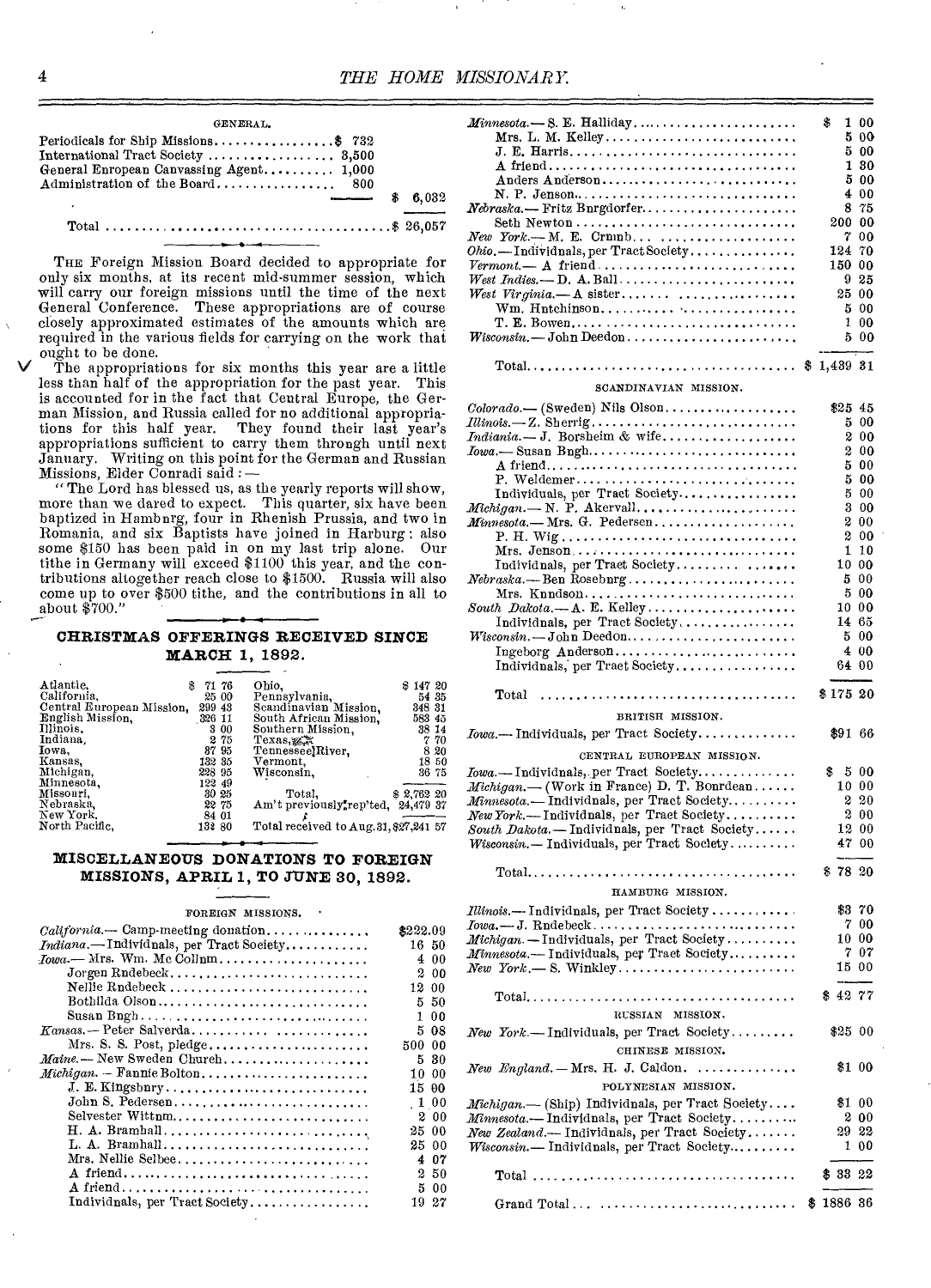GENERAL.

| | | |
|---|---|---|
| Periodicals for Ship Missions | $ 732 | |
| International Tract Society | 3,500 | |
| General European Canvassing Agent | 1,000 | |
| Administration of the Board | 800 | |
| | | $ 6,032 |
| Total | | $ 26,057 |

THE Foreign Mission Board decided to appropriate for only six months, at its recent mid-summer session, which will carry our foreign missions until the time of the next General Conference. These appropriations are of course closely approximated estimates of the amounts which are required in the various fields for carrying on the work that ought to be done.

The appropriations for six months this year are a little less than half of the appropriation for the past year. This is accounted for in the fact that Central Europe, the German Mission, and Russia called for no additional appropriations for this half year. They found their last year's appropriations sufficient to carry them through until next January. Writing on this point for the German and Russian Missions, Elder Conradi said: —

"The Lord has blessed us, as the yearly reports will show, more than we dared to expect. This quarter, six have been baptized in Hamburg, four in Rhenish Prussia, and two in Romania, and six Baptists have joined in Harburg; also some $150 has been paid in on my last trip alone. Our tithe in Germany will exceed $1100 this year, and the contributions altogether reach close to $1500. Russia will also come up to over $500 tithe, and the contributions in all to about $700."

## CHRISTMAS OFFERINGS RECEIVED SINCE MARCH 1, 1892.

| | | | |
|---|---|---|---|
| Atlantic, | $ 71 76 | Ohio, | $ 147 20 |
| California, | 25 00 | Pennsylvania, | 54 35 |
| Central European Mission, | 299 43 | Scandinavian Mission, | 348 31 |
| English Mission, | 326 11 | South African Mission, | 583 45 |
| Illinois, | 3 00 | Southern Mission, | 38 14 |
| Indiana, | 2 75 | Texas, | 7 70 |
| Iowa, | 87 95 | Tennessee River, | 8 20 |
| Kansas, | 132 35 | Vermont, | 18 50 |
| Michigan, | 228 95 | Wisconsin, | 36 75 |
| Minnesota, | 122 49 | | |
| Missouri, | 30 25 | Total, | $ 2,762 20 |
| Nebraska, | 22 75 | Am't previously rep'ted, | 24,479 37 |
| New York, | 84 01 | | |
| North Pacific, | 132 80 | Total received to Aug. 31, | $27,241 57 |

## MISCELLANEOUS DONATIONS TO FOREIGN MISSIONS, APRIL 1, TO JUNE 30, 1892.

FOREIGN MISSIONS.

| | |
|---|---|
| *California.*— Camp-meeting donation | $222.09 |
| *Indiana.*— Individuals, per Tract Society | 16 50 |
| *Iowa.*— Mrs. Wm. Mc Collum | 4 00 |
| Jorgen Rudebeck | 2 00 |
| Nellie Rudebeck | 12 00 |
| Bothilda Olson | 5 50 |
| Susan Bugh | 1 00 |
| *Kansas.*— Peter Salverda | 5 08 |
| Mrs. S. S. Post, pledge | 500 00 |
| *Maine.*— New Sweden Church | 5 30 |
| *Michigan.*— Fannie Bolton | 10 00 |
| J. E. Kingsbury | 15 00 |
| John S. Pedersen | 1 00 |
| Selvester Wittum | 2 00 |
| H. A. Bramhall | 25 00 |
| L. A. Bramhall | 25 00 |
| Mrs. Nellie Selbee | 4 07 |
| A friend | 2 50 |
| A friend | 5 00 |
| Individuals, per Tract Society | 19 27 |
| *Minnesota.*— S. E. Halliday | $ 1 00 |
| Mrs. L. M. Kelley | 5 00 |
| J. E. Harris | 5 00 |
| A friend | 1 30 |
| Anders Anderson | 5 00 |
| N. P. Jenson | 4 00 |
| *Nebraska.*— Fritz Burgdorfer | 8 75 |
| Seth Newton | 200 00 |
| *New York.*— M. E. Crumb | 7 00 |
| *Ohio.*— Individuals, per Tract Society | 124 70 |
| *Vermont.*— A friend | 150 00 |
| *West Indies.*— D. A. Ball | 9 25 |
| *West Virginia.*— A sister | 25 00 |
| Wm. Hutchinson | 5 00 |
| T. E. Bowen | 1 00 |
| *Wisconsin.*— John Deedon | 5 00 |
| Total | $ 1,439 31 |

SCANDINAVIAN MISSION.

| | |
|---|---|
| *Colorado.*— (Sweden) Nils Olson | $25 45 |
| *Illinois.*— Z. Sherrig | 5 00 |
| *Indiania.*— J. Borsheim & wife | 2 00 |
| *Iowa.*— Susan Bugh | 2 00 |
| A friend | 5 00 |
| P. Weldemer | 5 00 |
| Individuals, per Tract Society | 5 00 |
| *Michigan.*— N. P. Akervall | 3 00 |
| *Minnesota.*— Mrs. G. Pedersen | 2 00 |
| P. H. Wig | 2 00 |
| Mrs. Jenson | 1 10 |
| Individuals, per Tract Society | 10 00 |
| *Nebraska.*— Ben Roseburg | 5 00 |
| Mrs. Knudson | 5 00 |
| *South Dakota.*— A. E. Kelley | 10 00 |
| Individuals, per Tract Society | 14 65 |
| *Wisconsin.*— John Deedon | 5 00 |
| Ingeborg Anderson | 4 00 |
| Individuals, per Tract Society | 64 00 |
| Total | $175 20 |

BRITISH MISSION.

| | |
|---|---|
| *Iowa.*— Individuals, per Tract Society | $91 66 |

CENTRAL EUROPEAN MISSION.

| | |
|---|---|
| *Iowa.*— Individuals, per Tract Society | $ 5 00 |
| *Michigan.*— (Work in France) D. T. Bourdeau | 10 00 |
| *Minnesota.*— Individuals, per Tract Society | 2 20 |
| *New York.*— Individuals, per Tract Society | 2 00 |
| *South Dakota.*— Individuals, per Tract Society | 12 00 |
| *Wisconsin.*— Individuals, per Tract Society | 47 00 |
| Total | $ 78 20 |

HAMBURG MISSION.

| | |
|---|---|
| *Illinois.*— Individuals, per Tract Society | $3 70 |
| *Iowa.*— J. Rudebeck | 7 00 |
| *Michigan.*— Individuals, per Tract Society | 10 00 |
| *Minnesota.*— Individuals, per Tract Society | 7 07 |
| *New York.*— S. Winkley | 15 00 |
| Total | $ 42 77 |

RUSSIAN MISSION.

| | |
|---|---|
| *New York.*— Individuals, per Tract Society | $25 00 |

CHINESE MISSION.

| | |
|---|---|
| *New England.*— Mrs. H. J. Caldon | $1 00 |

POLYNESIAN MISSION.

| | |
|---|---|
| *Michigan.*— (Ship) Individuals, per Tract Society | $1 00 |
| *Minnesota.*— Individuals, per Tract Society | 2 00 |
| *New Zealand.*— Individuals, per Tract Society | 29 22 |
| *Wisconsin.*— Individuals, per Tract Society | 1 00 |
| Total | $ 33 22 |
| Grand Total | $ 1886 36 |